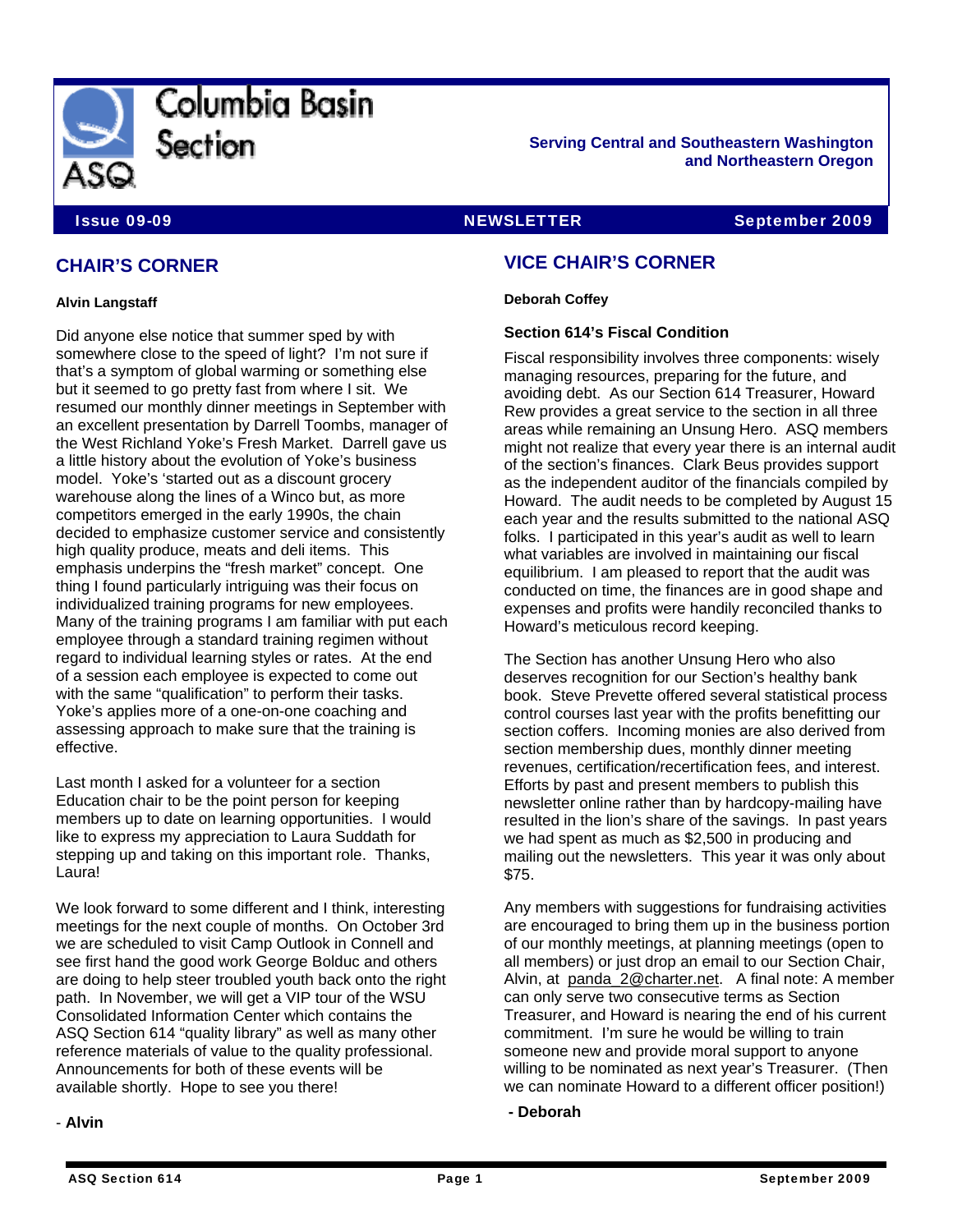# Columbia Basin Section

ASQ

**Serving Central and Southeastern Washington and Northeastern Oregon**

**Issue 09-09** | **NEWSLETTER** | **September 2009**

## CHAIR'S CORNER

**Alvin Langstaff**

Did anyone else notice that summer sped by with somewhere close to the speed of light? I'm not sure if that's a symptom of global warming or something else but it seemed to go pretty fast from where I sit. We resumed our monthly dinner meetings in September with an excellent presentation by Darrell Toombs, manager of the West Richland Yoke's Fresh Market. Darrell gave us a little history about the evolution of Yoke's business model. Yoke's 'started out as a discount grocery warehouse along the lines of a Winco but, as more competitors emerged in the early 1990s, the chain decided to emphasize customer service and consistently high quality produce, meats and deli items. This emphasis underpins the "fresh market" concept. One thing I found particularly intriguing was their focus on individualized training programs for new employees. Many of the training programs I am familiar with put each employee through a standard training regimen without regard to individual learning styles or rates. At the end of a session each employee is expected to come out with the same "qualification" to perform their tasks. Yoke's applies more of a one-on-one coaching and assessing approach to make sure that the training is effective.

Last month I asked for a volunteer for a section Education chair to be the point person for keeping members up to date on learning opportunities. I would like to express my appreciation to Laura Suddath for stepping up and taking on this important role. Thanks, Laura!

We look forward to some different and I think, interesting meetings for the next couple of months. On October 3rd we are scheduled to visit Camp Outlook in Connell and see first hand the good work George Bolduc and others are doing to help steer troubled youth back onto the right path. In November, we will get a VIP tour of the WSU Consolidated Information Center which contains the ASQ Section 614 "quality library" as well as many other reference materials of value to the quality professional. Announcements for both of these events will be available shortly. Hope to see you there!

- **Alvin**

## VICE CHAIR'S CORNER

**Deborah Coffey**

**Section 614's Fiscal Condition**

Fiscal responsibility involves three components: wisely managing resources, preparing for the future, and avoiding debt. As our Section 614 Treasurer, Howard Rew provides a great service to the section in all three areas while remaining an Unsung Hero. ASQ members might not realize that every year there is an internal audit of the section's finances. Clark Beus provides support as the independent auditor of the financials compiled by Howard. The audit needs to be completed by August 15 each year and the results submitted to the national ASQ folks. I participated in this year's audit as well to learn what variables are involved in maintaining our fiscal equilibrium. I am pleased to report that the audit was conducted on time, the finances are in good shape and expenses and profits were handily reconciled thanks to Howard's meticulous record keeping.

The Section has another Unsung Hero who also deserves recognition for our Section's healthy bank book. Steve Prevette offered several statistical process control courses last year with the profits benefitting our section coffers. Incoming monies are also derived from section membership dues, monthly dinner meeting revenues, certification/recertification fees, and interest. Efforts by past and present members to publish this newsletter online rather than by hardcopy-mailing have resulted in the lion's share of the savings. In past years we had spent as much as $2,500 in producing and mailing out the newsletters. This year it was only about $75.

Any members with suggestions for fundraising activities are encouraged to bring them up in the business portion of our monthly meetings, at planning meetings (open to all members) or just drop an email to our Section Chair, Alvin, at panda_2@charter.net. A final note: A member can only serve two consecutive terms as Section Treasurer, and Howard is nearing the end of his current commitment. I'm sure he would be willing to train someone new and provide moral support to anyone willing to be nominated as next year's Treasurer. (Then we can nominate Howard to a different officer position!)

**- Deborah**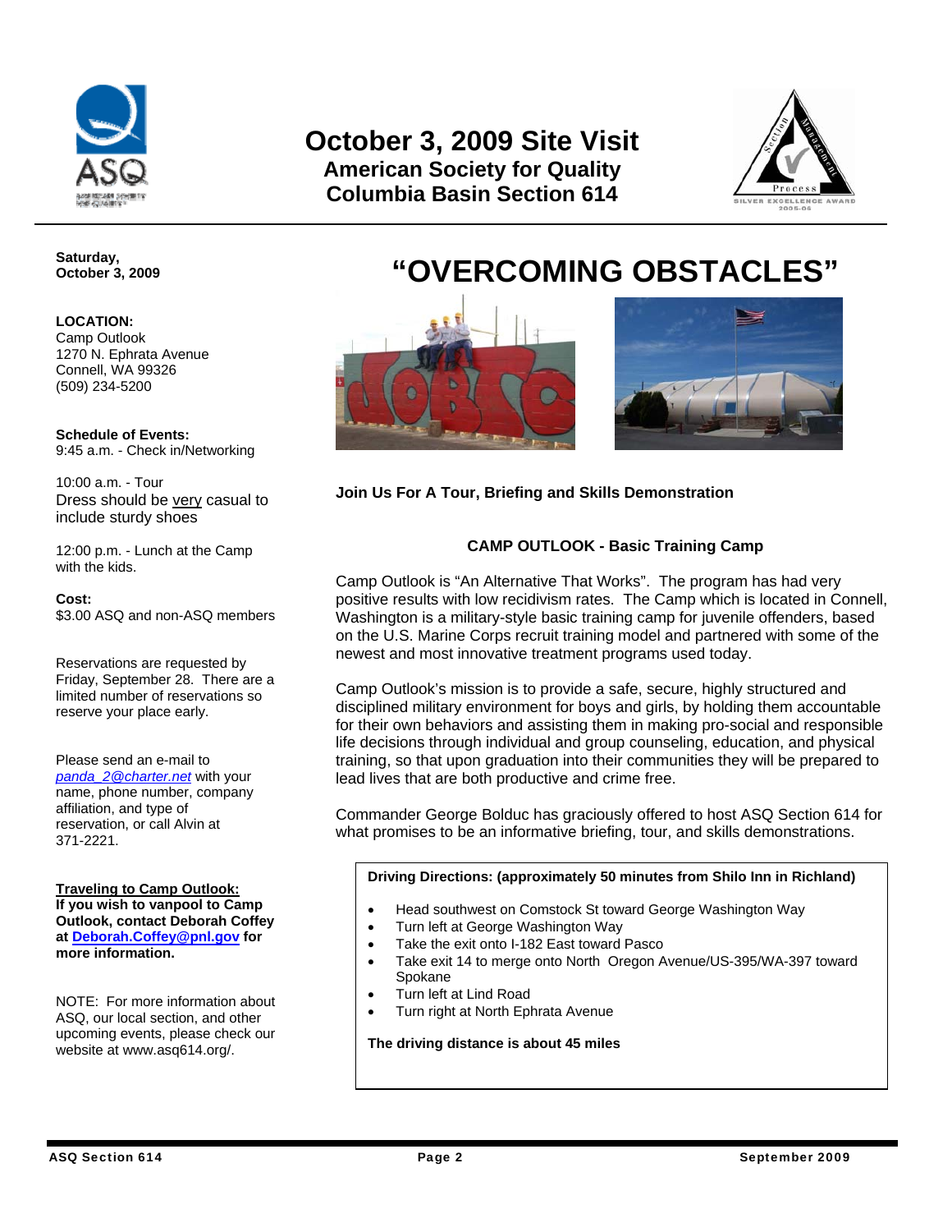# October 3, 2009 Site Visit

## American Society for Quality
## Columbia Basin Section 614

**Saturday, October 3, 2009**

**LOCATION:**
Camp Outlook
1270 N. Ephrata Avenue
Connell, WA 99326
(509) 234-5200

**Schedule of Events:**
9:45 a.m. - Check in/Networking

10:00 a.m. - Tour
Dress should be very casual to include sturdy shoes

12:00 p.m. - Lunch at the Camp with the kids.

**Cost:**
$3.00 ASQ and non-ASQ members

Reservations are requested by Friday, September 28. There are a limited number of reservations so reserve your place early.

Please send an e-mail to *panda_2@charter.net* with your name, phone number, company affiliation, and type of reservation, or call Alvin at 371-2221.

**Traveling to Camp Outlook:**
**If you wish to vanpool to Camp Outlook, contact Deborah Coffey at Deborah.Coffey@pnl.gov for more information.**

NOTE: For more information about ASQ, our local section, and other upcoming events, please check our website at www.asq614.org/.

# "OVERCOMING OBSTACLES"

**Join Us For A Tour, Briefing and Skills Demonstration**

### CAMP OUTLOOK - Basic Training Camp

Camp Outlook is "An Alternative That Works". The program has had very positive results with low recidivism rates. The Camp which is located in Connell, Washington is a military-style basic training camp for juvenile offenders, based on the U.S. Marine Corps recruit training model and partnered with some of the newest and most innovative treatment programs used today.

Camp Outlook's mission is to provide a safe, secure, highly structured and disciplined military environment for boys and girls, by holding them accountable for their own behaviors and assisting them in making pro-social and responsible life decisions through individual and group counseling, education, and physical training, so that upon graduation into their communities they will be prepared to lead lives that are both productive and crime free.

Commander George Bolduc has graciously offered to host ASQ Section 614 for what promises to be an informative briefing, tour, and skills demonstrations.

**Driving Directions: (approximately 50 minutes from Shilo Inn in Richland)**

- Head southwest on Comstock St toward George Washington Way
- Turn left at George Washington Way
- Take the exit onto I-182 East toward Pasco
- Take exit 14 to merge onto North Oregon Avenue/US-395/WA-397 toward Spokane
- Turn left at Lind Road
- Turn right at North Ephrata Avenue

**The driving distance is about 45 miles**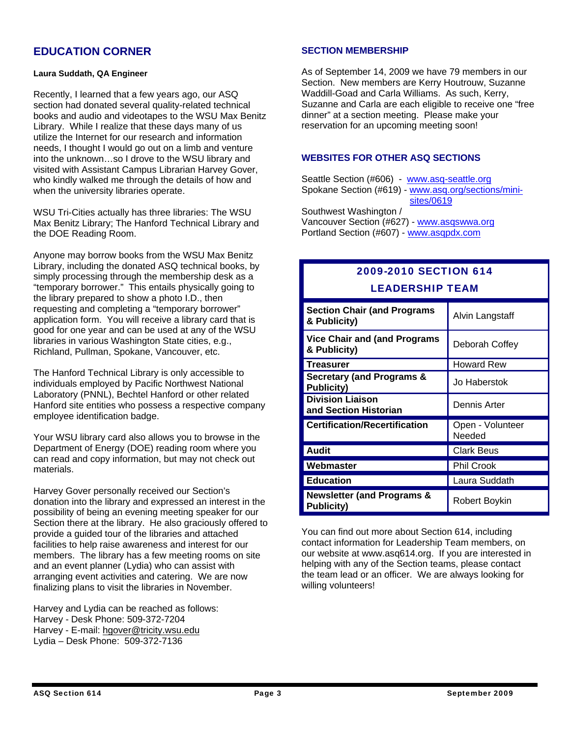## EDUCATION CORNER

**Laura Suddath, QA Engineer**

Recently, I learned that a few years ago, our ASQ section had donated several quality-related technical books and audio and videotapes to the WSU Max Benitz Library. While I realize that these days many of us utilize the Internet for our research and information needs, I thought I would go out on a limb and venture into the unknown…so I drove to the WSU library and visited with Assistant Campus Librarian Harvey Gover, who kindly walked me through the details of how and when the university libraries operate.

WSU Tri-Cities actually has three libraries: The WSU Max Benitz Library; The Hanford Technical Library and the DOE Reading Room.

Anyone may borrow books from the WSU Max Benitz Library, including the donated ASQ technical books, by simply processing through the membership desk as a "temporary borrower." This entails physically going to the library prepared to show a photo I.D., then requesting and completing a "temporary borrower" application form. You will receive a library card that is good for one year and can be used at any of the WSU libraries in various Washington State cities, e.g., Richland, Pullman, Spokane, Vancouver, etc.

The Hanford Technical Library is only accessible to individuals employed by Pacific Northwest National Laboratory (PNNL), Bechtel Hanford or other related Hanford site entities who possess a respective company employee identification badge.

Your WSU library card also allows you to browse in the Department of Energy (DOE) reading room where you can read and copy information, but may not check out materials.

Harvey Gover personally received our Section's donation into the library and expressed an interest in the possibility of being an evening meeting speaker for our Section there at the library. He also graciously offered to provide a guided tour of the libraries and attached facilities to help raise awareness and interest for our members. The library has a few meeting rooms on site and an event planner (Lydia) who can assist with arranging event activities and catering. We are now finalizing plans to visit the libraries in November.

Harvey and Lydia can be reached as follows:
Harvey - Desk Phone: 509-372-7204
Harvey - E-mail: hgover@tricity.wsu.edu
Lydia – Desk Phone: 509-372-7136

### SECTION MEMBERSHIP

As of September 14, 2009 we have 79 members in our Section. New members are Kerry Houtrouw, Suzanne Waddill-Goad and Carla Williams. As such, Kerry, Suzanne and Carla are each eligible to receive one "free dinner" at a section meeting. Please make your reservation for an upcoming meeting soon!

### WEBSITES FOR OTHER ASQ SECTIONS

Seattle Section (#606) - www.asq-seattle.org
Spokane Section (#619) - www.asq.org/sections/mini-sites/0619
Southwest Washington / Vancouver Section (#627) - www.asqswwa.org
Portland Section (#607) - www.asqpdx.com

### 2009-2010 SECTION 614 LEADERSHIP TEAM

| Position | Name |
|---|---|
| **Section Chair (and Programs & Publicity)** | Alvin Langstaff |
| **Vice Chair and (and Programs & Publicity)** | Deborah Coffey |
| **Treasurer** | Howard Rew |
| **Secretary (and Programs & Publicity)** | Jo Haberstok |
| **Division Liaison and Section Historian** | Dennis Arter |
| **Certification/Recertification** | Open - Volunteer Needed |
| **Audit** | Clark Beus |
| **Webmaster** | Phil Crook |
| **Education** | Laura Suddath |
| **Newsletter (and Programs & Publicity)** | Robert Boykin |

You can find out more about Section 614, including contact information for Leadership Team members, on our website at www.asq614.org. If you are interested in helping with any of the Section teams, please contact the team lead or an officer. We are always looking for willing volunteers!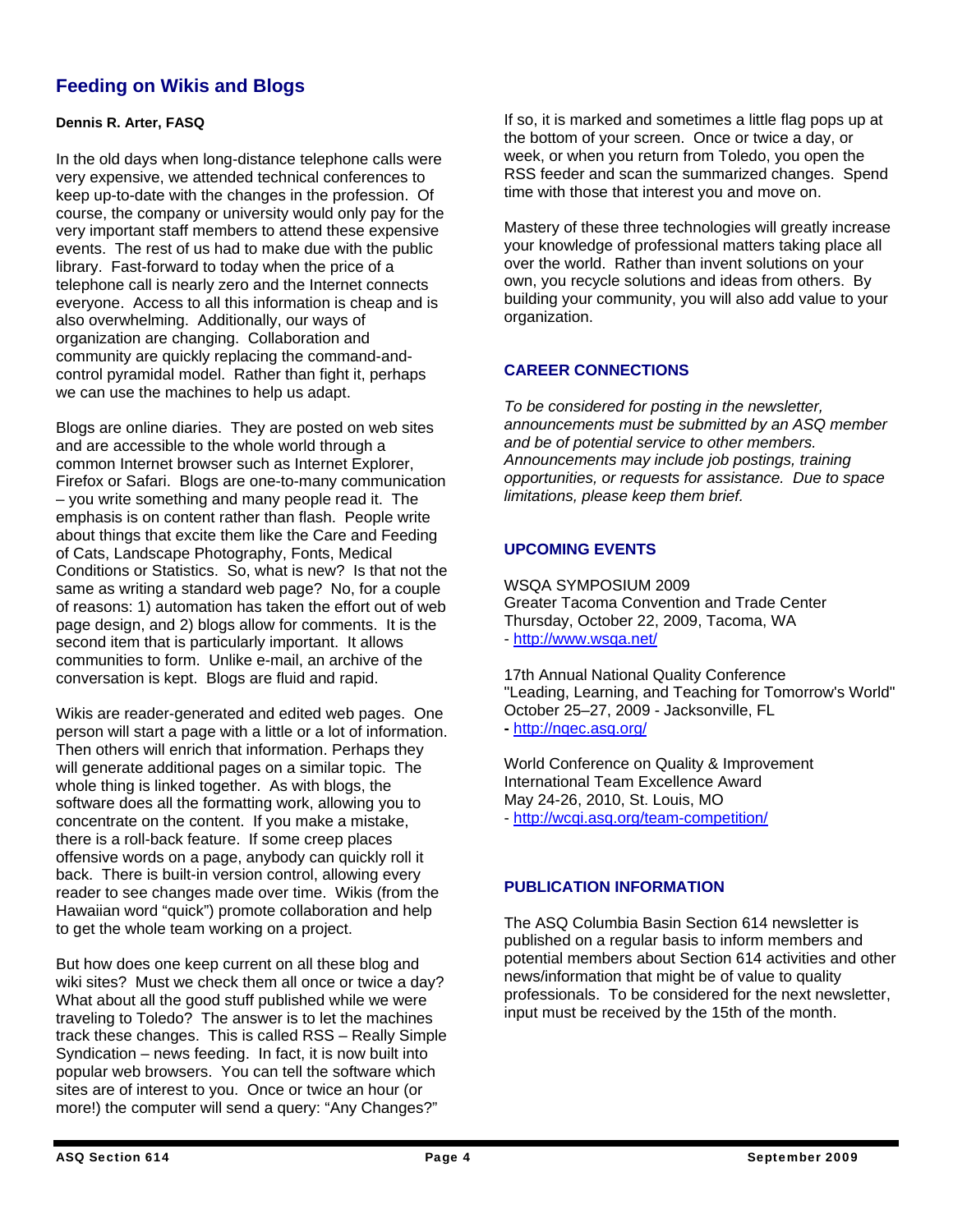## Feeding on Wikis and Blogs

**Dennis R. Arter, FASQ**

In the old days when long-distance telephone calls were very expensive, we attended technical conferences to keep up-to-date with the changes in the profession. Of course, the company or university would only pay for the very important staff members to attend these expensive events. The rest of us had to make due with the public library. Fast-forward to today when the price of a telephone call is nearly zero and the Internet connects everyone. Access to all this information is cheap and is also overwhelming. Additionally, our ways of organization are changing. Collaboration and community are quickly replacing the command-and-control pyramidal model. Rather than fight it, perhaps we can use the machines to help us adapt.

Blogs are online diaries. They are posted on web sites and are accessible to the whole world through a common Internet browser such as Internet Explorer, Firefox or Safari. Blogs are one-to-many communication – you write something and many people read it. The emphasis is on content rather than flash. People write about things that excite them like the Care and Feeding of Cats, Landscape Photography, Fonts, Medical Conditions or Statistics. So, what is new? Is that not the same as writing a standard web page? No, for a couple of reasons: 1) automation has taken the effort out of web page design, and 2) blogs allow for comments. It is the second item that is particularly important. It allows communities to form. Unlike e-mail, an archive of the conversation is kept. Blogs are fluid and rapid.

Wikis are reader-generated and edited web pages. One person will start a page with a little or a lot of information. Then others will enrich that information. Perhaps they will generate additional pages on a similar topic. The whole thing is linked together. As with blogs, the software does all the formatting work, allowing you to concentrate on the content. If you make a mistake, there is a roll-back feature. If some creep places offensive words on a page, anybody can quickly roll it back. There is built-in version control, allowing every reader to see changes made over time. Wikis (from the Hawaiian word "quick") promote collaboration and help to get the whole team working on a project.

But how does one keep current on all these blog and wiki sites? Must we check them all once or twice a day? What about all the good stuff published while we were traveling to Toledo? The answer is to let the machines track these changes. This is called RSS – Really Simple Syndication – news feeding. In fact, it is now built into popular web browsers. You can tell the software which sites are of interest to you. Once or twice an hour (or more!) the computer will send a query: "Any Changes?" If so, it is marked and sometimes a little flag pops up at the bottom of your screen. Once or twice a day, or week, or when you return from Toledo, you open the RSS feeder and scan the summarized changes. Spend time with those that interest you and move on.

Mastery of these three technologies will greatly increase your knowledge of professional matters taking place all over the world. Rather than invent solutions on your own, you recycle solutions and ideas from others. By building your community, you will also add value to your organization.

### CAREER CONNECTIONS

*To be considered for posting in the newsletter, announcements must be submitted by an ASQ member and be of potential service to other members. Announcements may include job postings, training opportunities, or requests for assistance. Due to space limitations, please keep them brief.*

### UPCOMING EVENTS

WSQA SYMPOSIUM 2009
Greater Tacoma Convention and Trade Center
Thursday, October 22, 2009, Tacoma, WA
- http://www.wsqa.net/

17th Annual National Quality Conference
"Leading, Learning, and Teaching for Tomorrow's World"
October 25–27, 2009 - Jacksonville, FL
- http://nqec.asq.org/

World Conference on Quality & Improvement
International Team Excellence Award
May 24-26, 2010, St. Louis, MO
- http://wcqi.asq.org/team-competition/

### PUBLICATION INFORMATION

The ASQ Columbia Basin Section 614 newsletter is published on a regular basis to inform members and potential members about Section 614 activities and other news/information that might be of value to quality professionals. To be considered for the next newsletter, input must be received by the 15th of the month.